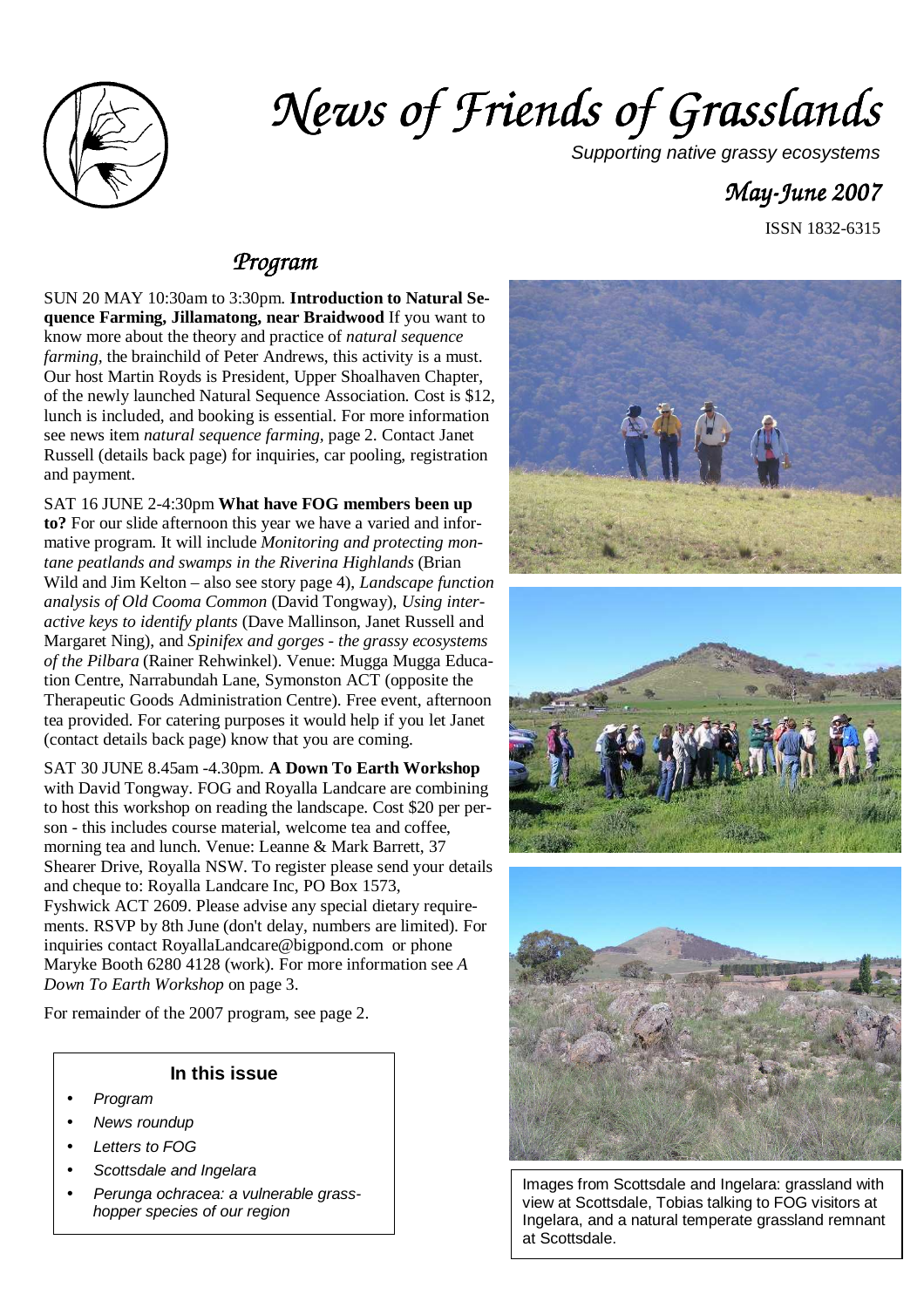# News of Friends of Grasslands

*Supporting native grassy ecosystems*

## *May-June 2007*

ISSN 1832-6315

## *Program*

SUN 20 MAY 10:30am to 3:30pm. **Introduction to Natural Sequence Farming, Jillamatong, near Braidwood** If you want to know more about the theory and practice of *natural sequence farming*, the brainchild of Peter Andrews, this activity is a must. Our host Martin Royds is President, Upper Shoalhaven Chapter, of the newly launched Natural Sequence Association. Cost is $12, lunch is included, and booking is essential. For more information see news item *natural sequence farming*, page 2. Contact Janet Russell (details back page) for inquiries, car pooling, registration and payment.

SAT 16 JUNE 2-4:30pm **What have FOG members been up to?** For our slide afternoon this year we have a varied and informative program. It will include *Monitoring and protecting montane peatlands and swamps in the Riverina Highlands* (Brian Wild and Jim Kelton – also see story page 4), *Landscape function analysis of Old Cooma Common* (David Tongway), *Using interactive keys to identify plants* (Dave Mallinson, Janet Russell and Margaret Ning), and *Spinifex and gorges - the grassy ecosystems of the Pilbara* (Rainer Rehwinkel). Venue: Mugga Mugga Education Centre, Narrabundah Lane, Symonston ACT (opposite the Therapeutic Goods Administration Centre). Free event, afternoon tea provided. For catering purposes it would help if you let Janet (contact details back page) know that you are coming.

SAT 30 JUNE 8.45am -4.30pm. **A Down To Earth Workshop** with David Tongway. FOG and Royalla Landcare are combining to host this workshop on reading the landscape. Cost $20 per person - this includes course material, welcome tea and coffee, morning tea and lunch. Venue: Leanne & Mark Barrett, 37 Shearer Drive, Royalla NSW. To register please send your details and cheque to: Royalla Landcare Inc, PO Box 1573, Fyshwick ACT 2609. Please advise any special dietary requirements. RSVP by 8th June (don't delay, numbers are limited). For inquiries contact RoyallaLandcare@bigpond.com or phone Maryke Booth 6280 4128 (work). For more information see *A Down To Earth Workshop* on page 3.

For remainder of the 2007 program, see page 2.

### In this issue

- *Program*
- *News roundup*
- *Letters to FOG*
- *Scottsdale and Ingelara*
- *Perunga ochracea: a vulnerable grasshopper species of our region*

Images from Scottsdale and Ingelara: grassland with view at Scottsdale, Tobias talking to FOG visitors at Ingelara, and a natural temperate grassland remnant at Scottsdale.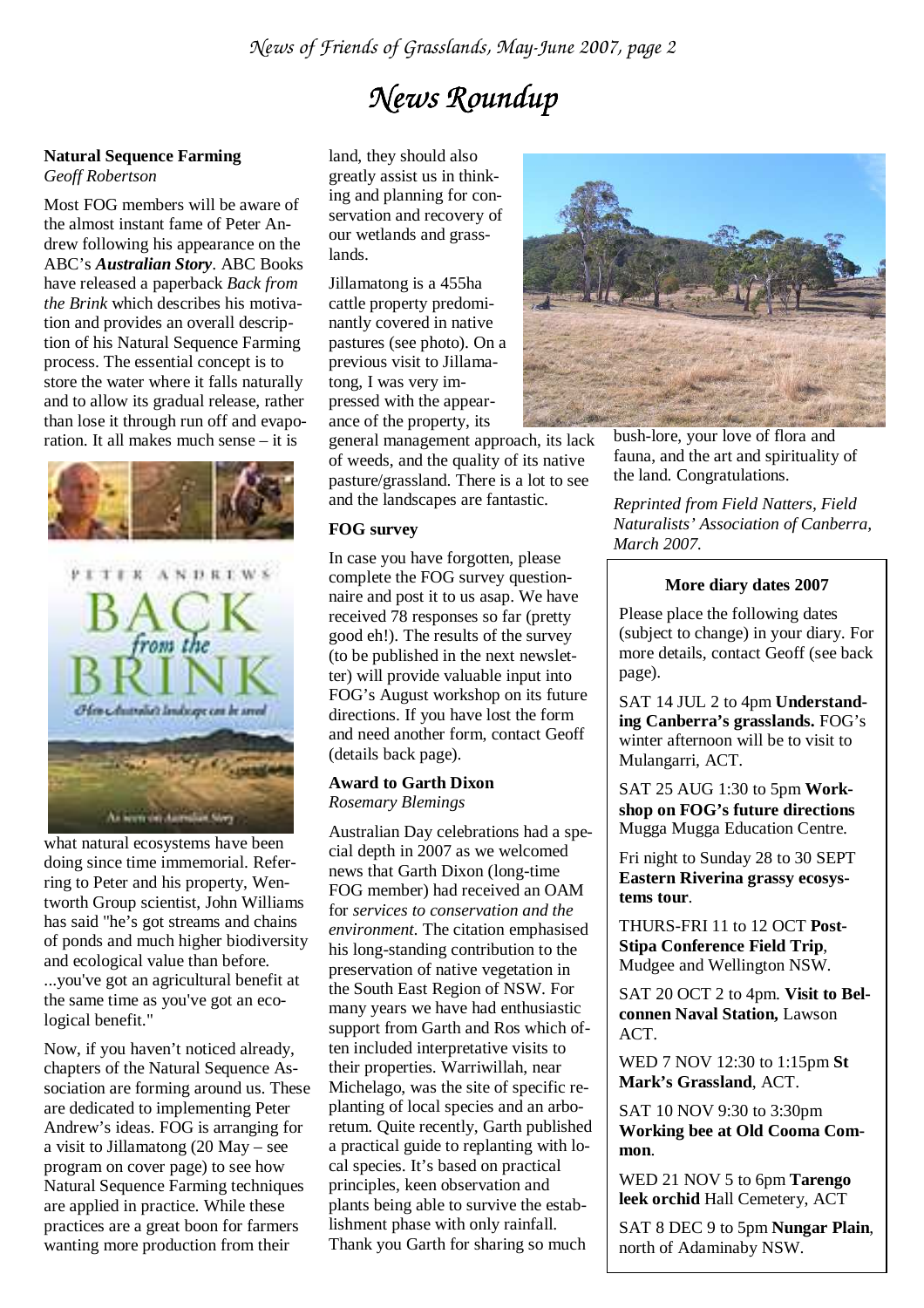# News Roundup

### Natural Sequence Farming

*Geoff Robertson*

Most FOG members will be aware of the almost instant fame of Peter Andrew following his appearance on the ABC's ***Australian Story***. ABC Books have released a paperback *Back from the Brink* which describes his motivation and provides an overall description of his Natural Sequence Farming process. The essential concept is to store the water where it falls naturally and to allow its gradual release, rather than lose it through run off and evaporation. It all makes much sense – it is what natural ecosystems have been doing since time immemorial. Referring to Peter and his property, Wentworth Group scientist, John Williams has said "he's got streams and chains of ponds and much higher biodiversity and ecological value than before. ...you've got an agricultural benefit at the same time as you've got an ecological benefit."

Now, if you haven't noticed already, chapters of the Natural Sequence Association are forming around us. These are dedicated to implementing Peter Andrew's ideas. FOG is arranging for a visit to Jillamatong (20 May – see program on cover page) to see how Natural Sequence Farming techniques are applied in practice. While these practices are a great boon for farmers wanting more production from their land, they should also greatly assist us in thinking and planning for conservation and recovery of our wetlands and grasslands.

Jillamatong is a 455ha cattle property predominantly covered in native pastures (see photo). On a previous visit to Jillamatong, I was very impressed with the appearance of the property, its general management approach, its lack of weeds, and the quality of its native pasture/grassland. There is a lot to see and the landscapes are fantastic.

### FOG survey

In case you have forgotten, please complete the FOG survey questionnaire and post it to us asap. We have received 78 responses so far (pretty good eh!). The results of the survey (to be published in the next newsletter) will provide valuable input into FOG's August workshop on its future directions. If you have lost the form and need another form, contact Geoff (details back page).

### Award to Garth Dixon

*Rosemary Blemings*

Australian Day celebrations had a special depth in 2007 as we welcomed news that Garth Dixon (long-time FOG member) had received an OAM for *services to conservation and the environment*. The citation emphasised his long-standing contribution to the preservation of native vegetation in the South East Region of NSW. For many years we have had enthusiastic support from Garth and Ros which often included interpretative visits to their properties. Warriwillah, near Michelago, was the site of specific replanting of local species and an arboretum. Quite recently, Garth published a practical guide to replanting with local species. It's based on practical principles, keen observation and plants being able to survive the establishment phase with only rainfall. Thank you Garth for sharing so much bush-lore, your love of flora and fauna, and the art and spirituality of the land. Congratulations.

*Reprinted from Field Natters, Field Naturalists' Association of Canberra, March 2007.*

### More diary dates 2007

Please place the following dates (subject to change) in your diary. For more details, contact Geoff (see back page).

SAT 14 JUL 2 to 4pm **Understanding Canberra's grasslands.** FOG's winter afternoon will be to visit to Mulangarri, ACT.

SAT 25 AUG 1:30 to 5pm **Workshop on FOG's future directions** Mugga Mugga Education Centre.

Fri night to Sunday 28 to 30 SEPT **Eastern Riverina grassy ecosystems tour**.

THURS-FRI 11 to 12 OCT **Post-Stipa Conference Field Trip**, Mudgee and Wellington NSW.

SAT 20 OCT 2 to 4pm. **Visit to Belconnen Naval Station,** Lawson ACT.

WED 7 NOV 12:30 to 1:15pm **St Mark's Grassland**, ACT.

SAT 10 NOV 9:30 to 3:30pm **Working bee at Old Cooma Common**.

WED 21 NOV 5 to 6pm **Tarengo leek orchid** Hall Cemetery, ACT

SAT 8 DEC 9 to 5pm **Nungar Plain**, north of Adaminaby NSW.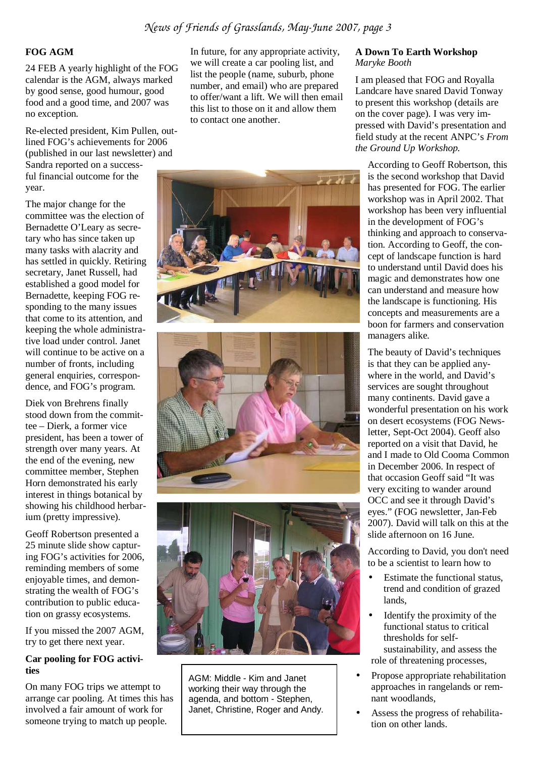## FOG AGM

24 FEB A yearly highlight of the FOG calendar is the AGM, always marked by good sense, good humour, good food and a good time, and 2007 was no exception.

Re-elected president, Kim Pullen, outlined FOG's achievements for 2006 (published in our last newsletter) and Sandra reported on a successful financial outcome for the year.

The major change for the committee was the election of Bernadette O'Leary as secretary who has since taken up many tasks with alacrity and has settled in quickly. Retiring secretary, Janet Russell, had established a good model for Bernadette, keeping FOG responding to the many issues that come to its attention, and keeping the whole administrative load under control. Janet will continue to be active on a number of fronts, including general enquiries, correspondence, and FOG's program.

Diek von Brehrens finally stood down from the committee – Dierk, a former vice president, has been a tower of strength over many years. At the end of the evening, new committee member, Stephen Horn demonstrated his early interest in things botanical by showing his childhood herbarium (pretty impressive).

Geoff Robertson presented a 25 minute slide show capturing FOG's activities for 2006, reminding members of some enjoyable times, and demonstrating the wealth of FOG's contribution to public education on grassy ecosystems.

If you missed the 2007 AGM, try to get there next year.

## Car pooling for FOG activities

On many FOG trips we attempt to arrange car pooling. At times this has involved a fair amount of work for someone trying to match up people.

In future, for any appropriate activity, we will create a car pooling list, and list the people (name, suburb, phone number, and email) who are prepared to offer/want a lift. We will then email this list to those on it and allow them to contact one another.

AGM: Middle - Kim and Janet working their way through the agenda, and bottom - Stephen, Janet, Christine, Roger and Andy.

## A Down To Earth Workshop

*Maryke Booth*

I am pleased that FOG and Royalla Landcare have snared David Tonway to present this workshop (details are on the cover page). I was very impressed with David's presentation and field study at the recent ANPC's *From the Ground Up Workshop.*

According to Geoff Robertson, this is the second workshop that David has presented for FOG. The earlier workshop was in April 2002. That workshop has been very influential in the development of FOG's thinking and approach to conservation. According to Geoff, the concept of landscape function is hard to understand until David does his magic and demonstrates how one can understand and measure how the landscape is functioning. His concepts and measurements are a boon for farmers and conservation managers alike.

The beauty of David's techniques is that they can be applied anywhere in the world, and David's services are sought throughout many continents. David gave a wonderful presentation on his work on desert ecosystems (FOG Newsletter, Sept-Oct 2004). Geoff also reported on a visit that David, he and I made to Old Cooma Common in December 2006. In respect of that occasion Geoff said "It was very exciting to wander around OCC and see it through David's eyes." (FOG newsletter, Jan-Feb 2007). David will talk on this at the slide afternoon on 16 June.

According to David, you don't need to be a scientist to learn how to

- Estimate the functional status, trend and condition of grazed lands,
- Identify the proximity of the functional status to critical thresholds for self-sustainability, and assess the role of threatening processes,
- Propose appropriate rehabilitation approaches in rangelands or remnant woodlands,
- Assess the progress of rehabilitation on other lands.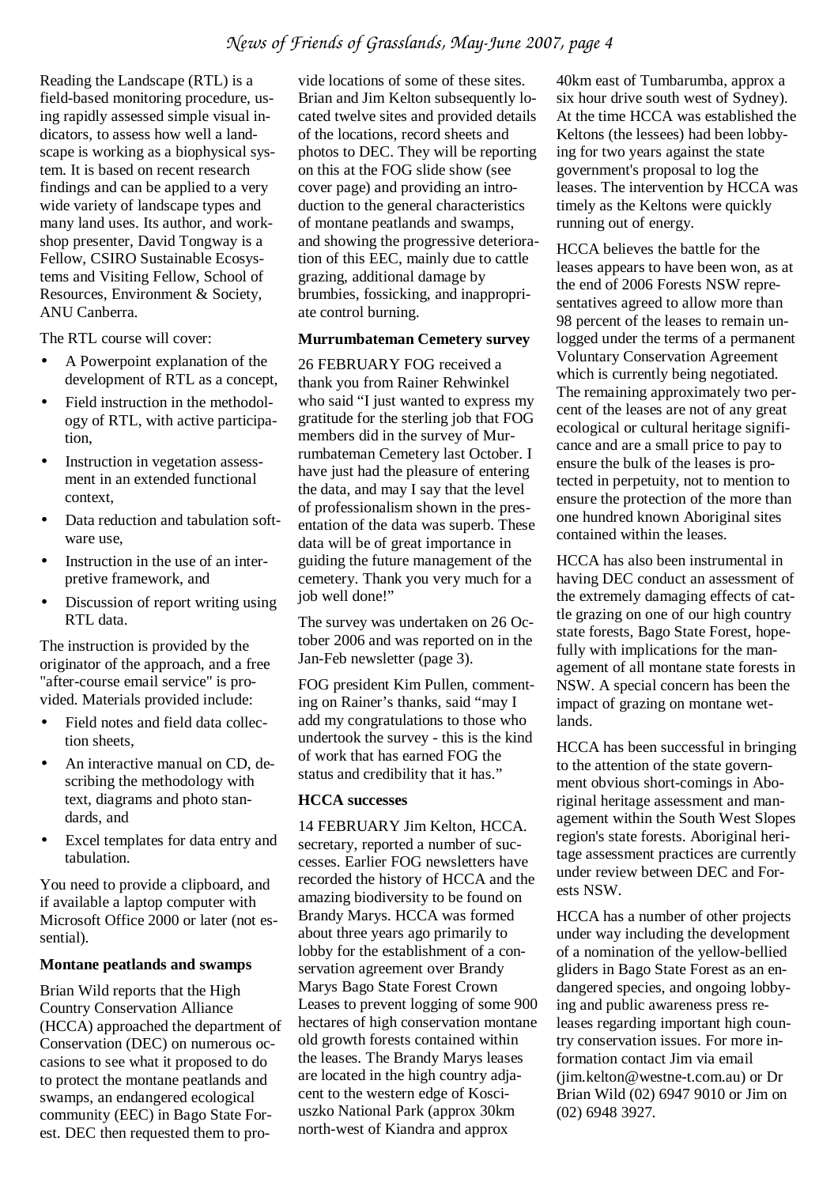Reading the Landscape (RTL) is a field-based monitoring procedure, using rapidly assessed simple visual indicators, to assess how well a landscape is working as a biophysical system. It is based on recent research findings and can be applied to a very wide variety of landscape types and many land uses. Its author, and workshop presenter, David Tongway is a Fellow, CSIRO Sustainable Ecosystems and Visiting Fellow, School of Resources, Environment & Society, ANU Canberra.

The RTL course will cover:

- A Powerpoint explanation of the development of RTL as a concept,
- Field instruction in the methodology of RTL, with active participation,
- Instruction in vegetation assessment in an extended functional context,
- Data reduction and tabulation software use,
- Instruction in the use of an interpretive framework, and
- Discussion of report writing using RTL data.

The instruction is provided by the originator of the approach, and a free "after-course email service" is provided. Materials provided include:

- Field notes and field data collection sheets,
- An interactive manual on CD, describing the methodology with text, diagrams and photo standards, and
- Excel templates for data entry and tabulation.

You need to provide a clipboard, and if available a laptop computer with Microsoft Office 2000 or later (not essential).

**Montane peatlands and swamps**

Brian Wild reports that the High Country Conservation Alliance (HCCA) approached the department of Conservation (DEC) on numerous occasions to see what it proposed to do to protect the montane peatlands and swamps, an endangered ecological community (EEC) in Bago State Forest. DEC then requested them to provide locations of some of these sites. Brian and Jim Kelton subsequently located twelve sites and provided details of the locations, record sheets and photos to DEC. They will be reporting on this at the FOG slide show (see cover page) and providing an introduction to the general characteristics of montane peatlands and swamps, and showing the progressive deterioration of this EEC, mainly due to cattle grazing, additional damage by brumbies, fossicking, and inappropriate control burning.

**Murrumbateman Cemetery survey**

26 FEBRUARY FOG received a thank you from Rainer Rehwinkel who said "I just wanted to express my gratitude for the sterling job that FOG members did in the survey of Murrumbateman Cemetery last October. I have just had the pleasure of entering the data, and may I say that the level of professionalism shown in the presentation of the data was superb. These data will be of great importance in guiding the future management of the cemetery. Thank you very much for a job well done!"

The survey was undertaken on 26 October 2006 and was reported on in the Jan-Feb newsletter (page 3).

FOG president Kim Pullen, commenting on Rainer's thanks, said "may I add my congratulations to those who undertook the survey - this is the kind of work that has earned FOG the status and credibility that it has."

**HCCA successes**

14 FEBRUARY Jim Kelton, HCCA. secretary, reported a number of successes. Earlier FOG newsletters have recorded the history of HCCA and the amazing biodiversity to be found on Brandy Marys. HCCA was formed about three years ago primarily to lobby for the establishment of a conservation agreement over Brandy Marys Bago State Forest Crown Leases to prevent logging of some 900 hectares of high conservation montane old growth forests contained within the leases. The Brandy Marys leases are located in the high country adjacent to the western edge of Kosciuszko National Park (approx 30km north-west of Kiandra and approx 40km east of Tumbarumba, approx a six hour drive south west of Sydney). At the time HCCA was established the Keltons (the lessees) had been lobbying for two years against the state government's proposal to log the leases. The intervention by HCCA was timely as the Keltons were quickly running out of energy.

HCCA believes the battle for the leases appears to have been won, as at the end of 2006 Forests NSW representatives agreed to allow more than 98 percent of the leases to remain unlogged under the terms of a permanent Voluntary Conservation Agreement which is currently being negotiated. The remaining approximately two percent of the leases are not of any great ecological or cultural heritage significance and are a small price to pay to ensure the bulk of the leases is protected in perpetuity, not to mention to ensure the protection of the more than one hundred known Aboriginal sites contained within the leases.

HCCA has also been instrumental in having DEC conduct an assessment of the extremely damaging effects of cattle grazing on one of our high country state forests, Bago State Forest, hopefully with implications for the management of all montane state forests in NSW. A special concern has been the impact of grazing on montane wetlands.

HCCA has been successful in bringing to the attention of the state government obvious short-comings in Aboriginal heritage assessment and management within the South West Slopes region's state forests. Aboriginal heritage assessment practices are currently under review between DEC and Forests NSW.

HCCA has a number of other projects under way including the development of a nomination of the yellow-bellied gliders in Bago State Forest as an endangered species, and ongoing lobbying and public awareness press releases regarding important high country conservation issues. For more information contact Jim via email (jim.kelton@westne-t.com.au) or Dr Brian Wild (02) 6947 9010 or Jim on (02) 6948 3927.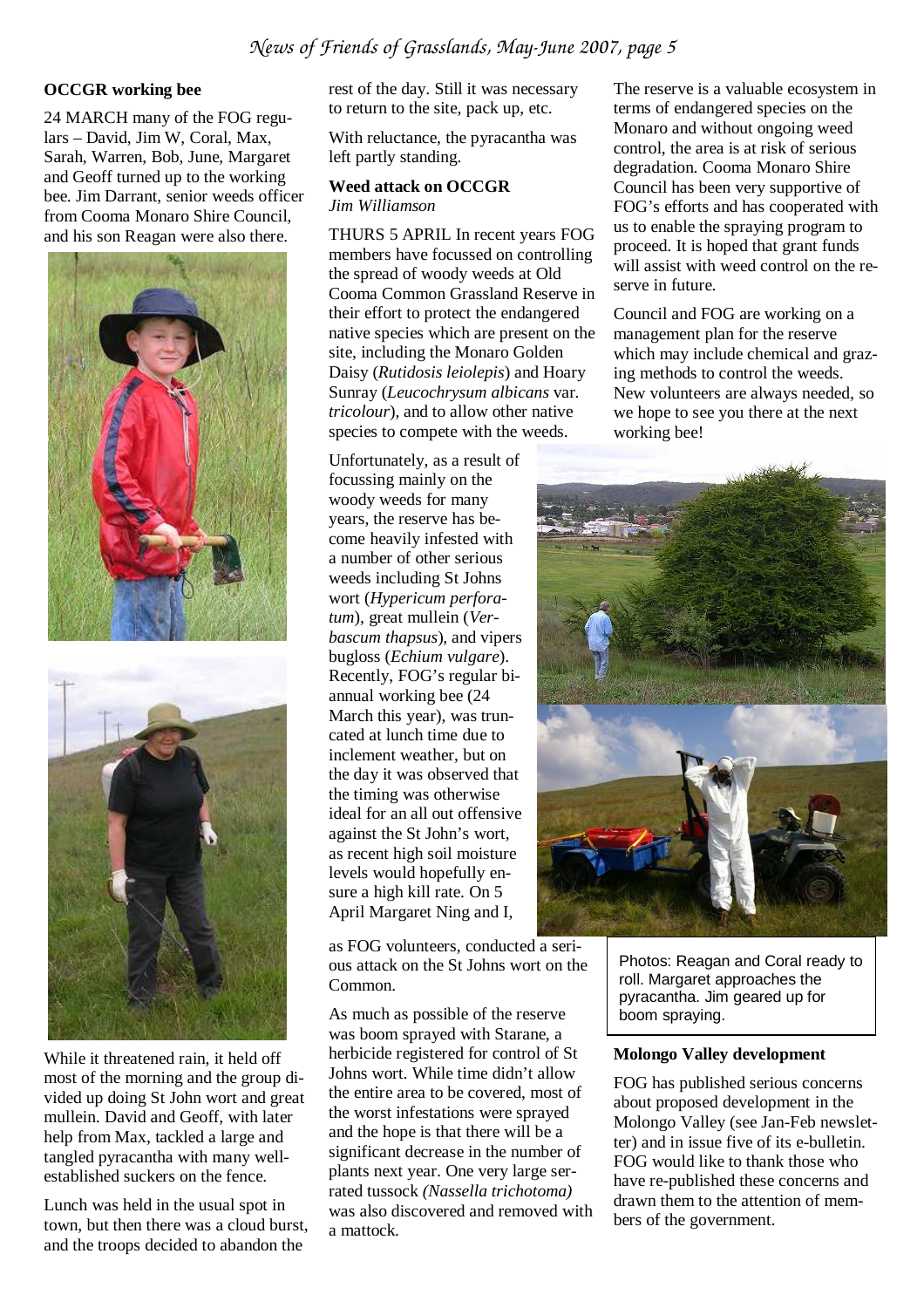## OCCGR working bee

24 MARCH many of the FOG regulars – David, Jim W, Coral, Max, Sarah, Warren, Bob, June, Margaret and Geoff turned up to the working bee. Jim Darrant, senior weeds officer from Cooma Monaro Shire Council, and his son Reagan were also there.

While it threatened rain, it held off most of the morning and the group divided up doing St John wort and great mullein. David and Geoff, with later help from Max, tackled a large and tangled pyracantha with many well-established suckers on the fence.

Lunch was held in the usual spot in town, but then there was a cloud burst, and the troops decided to abandon the rest of the day. Still it was necessary to return to the site, pack up, etc.

With reluctance, the pyracantha was left partly standing.

## Weed attack on OCCGR

*Jim Williamson*

THURS 5 APRIL In recent years FOG members have focussed on controlling the spread of woody weeds at Old Cooma Common Grassland Reserve in their effort to protect the endangered native species which are present on the site, including the Monaro Golden Daisy (*Rutidosis leiolepis*) and Hoary Sunray (*Leucochrysum albicans* var. *tricolour*), and to allow other native species to compete with the weeds.

Unfortunately, as a result of focussing mainly on the woody weeds for many years, the reserve has become heavily infested with a number of other serious weeds including St Johns wort (*Hypericum perforatum*), great mullein (*Verbascum thapsus*), and vipers bugloss (*Echium vulgare*). Recently, FOG's regular bi-annual working bee (24 March this year), was truncated at lunch time due to inclement weather, but on the day it was observed that the timing was otherwise ideal for an all out offensive against the St John's wort, as recent high soil moisture levels would hopefully ensure a high kill rate. On 5 April Margaret Ning and I, as FOG volunteers, conducted a serious attack on the St Johns wort on the Common.

As much as possible of the reserve was boom sprayed with Starane, a herbicide registered for control of St Johns wort. While time didn't allow the entire area to be covered, most of the worst infestations were sprayed and the hope is that there will be a significant decrease in the number of plants next year. One very large serrated tussock *(Nassella trichotoma)* was also discovered and removed with a mattock.

The reserve is a valuable ecosystem in terms of endangered species on the Monaro and without ongoing weed control, the area is at risk of serious degradation. Cooma Monaro Shire Council has been very supportive of FOG's efforts and has cooperated with us to enable the spraying program to proceed. It is hoped that grant funds will assist with weed control on the reserve in future.

Council and FOG are working on a management plan for the reserve which may include chemical and grazing methods to control the weeds. New volunteers are always needed, so we hope to see you there at the next working bee!

Photos: Reagan and Coral ready to roll. Margaret approaches the pyracantha. Jim geared up for boom spraying.

## Molongo Valley development

FOG has published serious concerns about proposed development in the Molongo Valley (see Jan-Feb newsletter) and in issue five of its e-bulletin. FOG would like to thank those who have re-published these concerns and drawn them to the attention of members of the government.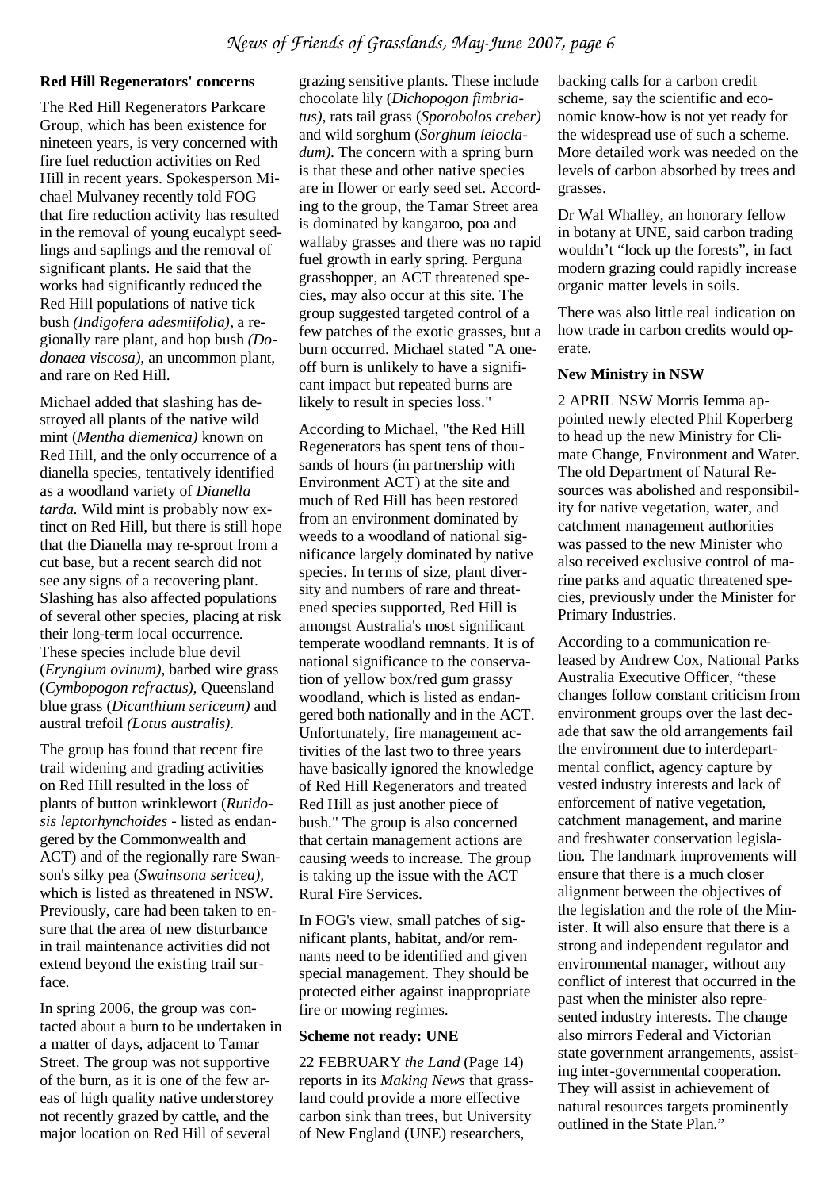### Red Hill Regenerators' concerns

The Red Hill Regenerators Parkcare Group, which has been existence for nineteen years, is very concerned with fire fuel reduction activities on Red Hill in recent years. Spokesperson Michael Mulvaney recently told FOG that fire reduction activity has resulted in the removal of young eucalypt seedlings and saplings and the removal of significant plants. He said that the works had significantly reduced the Red Hill populations of native tick bush *(Indigofera adesmiifolia),* a regionally rare plant, and hop bush *(Dodonaea viscosa),* an uncommon plant, and rare on Red Hill.

Michael added that slashing has destroyed all plants of the native wild mint (*Mentha diemenica)* known on Red Hill, and the only occurrence of a dianella species, tentatively identified as a woodland variety of *Dianella tarda.* Wild mint is probably now extinct on Red Hill, but there is still hope that the Dianella may re-sprout from a cut base, but a recent search did not see any signs of a recovering plant. Slashing has also affected populations of several other species, placing at risk their long-term local occurrence. These species include blue devil (*Eryngium ovinum),* barbed wire grass (*Cymbopogon refractus),* Queensland blue grass (*Dicanthium sericeum)* and austral trefoil *(Lotus australis).*

The group has found that recent fire trail widening and grading activities on Red Hill resulted in the loss of plants of button wrinklewort (*Rutidosis leptorhynchoides* - listed as endangered by the Commonwealth and ACT) and of the regionally rare Swanson's silky pea (*Swainsona sericea),* which is listed as threatened in NSW. Previously, care had been taken to ensure that the area of new disturbance in trail maintenance activities did not extend beyond the existing trail surface.

In spring 2006, the group was contacted about a burn to be undertaken in a matter of days, adjacent to Tamar Street. The group was not supportive of the burn, as it is one of the few areas of high quality native understorey not recently grazed by cattle, and the major location on Red Hill of several grazing sensitive plants. These include chocolate lily (*Dichopogon fimbriatus),* rats tail grass (*Sporobolos creber)* and wild sorghum (*Sorghum leiocladum).* The concern with a spring burn is that these and other native species are in flower or early seed set. According to the group, the Tamar Street area is dominated by kangaroo, poa and wallaby grasses and there was no rapid fuel growth in early spring. Perguna grasshopper, an ACT threatened species, may also occur at this site. The group suggested targeted control of a few patches of the exotic grasses, but a burn occurred. Michael stated "A one-off burn is unlikely to have a significant impact but repeated burns are likely to result in species loss."

According to Michael, "the Red Hill Regenerators has spent tens of thousands of hours (in partnership with Environment ACT) at the site and much of Red Hill has been restored from an environment dominated by weeds to a woodland of national significance largely dominated by native species. In terms of size, plant diversity and numbers of rare and threatened species supported, Red Hill is amongst Australia's most significant temperate woodland remnants. It is of national significance to the conservation of yellow box/red gum grassy woodland, which is listed as endangered both nationally and in the ACT. Unfortunately, fire management activities of the last two to three years have basically ignored the knowledge of Red Hill Regenerators and treated Red Hill as just another piece of bush." The group is also concerned that certain management actions are causing weeds to increase. The group is taking up the issue with the ACT Rural Fire Services.

In FOG's view, small patches of significant plants, habitat, and/or remnants need to be identified and given special management. They should be protected either against inappropriate fire or mowing regimes.

### Scheme not ready: UNE

22 FEBRUARY *the Land* (Page 14) reports in its *Making News* that grassland could provide a more effective carbon sink than trees, but University of New England (UNE) researchers, backing calls for a carbon credit scheme, say the scientific and economic know-how is not yet ready for the widespread use of such a scheme. More detailed work was needed on the levels of carbon absorbed by trees and grasses.

Dr Wal Whalley, an honorary fellow in botany at UNE, said carbon trading wouldn't "lock up the forests", in fact modern grazing could rapidly increase organic matter levels in soils.

There was also little real indication on how trade in carbon credits would operate.

### New Ministry in NSW

2 APRIL NSW Morris Iemma appointed newly elected Phil Koperberg to head up the new Ministry for Climate Change, Environment and Water. The old Department of Natural Resources was abolished and responsibility for native vegetation, water, and catchment management authorities was passed to the new Minister who also received exclusive control of marine parks and aquatic threatened species, previously under the Minister for Primary Industries.

According to a communication released by Andrew Cox, National Parks Australia Executive Officer, "these changes follow constant criticism from environment groups over the last decade that saw the old arrangements fail the environment due to interdepartmental conflict, agency capture by vested industry interests and lack of enforcement of native vegetation, catchment management, and marine and freshwater conservation legislation. The landmark improvements will ensure that there is a much closer alignment between the objectives of the legislation and the role of the Minister. It will also ensure that there is a strong and independent regulator and environmental manager, without any conflict of interest that occurred in the past when the minister also represented industry interests. The change also mirrors Federal and Victorian state government arrangements, assisting inter-governmental cooperation. They will assist in achievement of natural resources targets prominently outlined in the State Plan."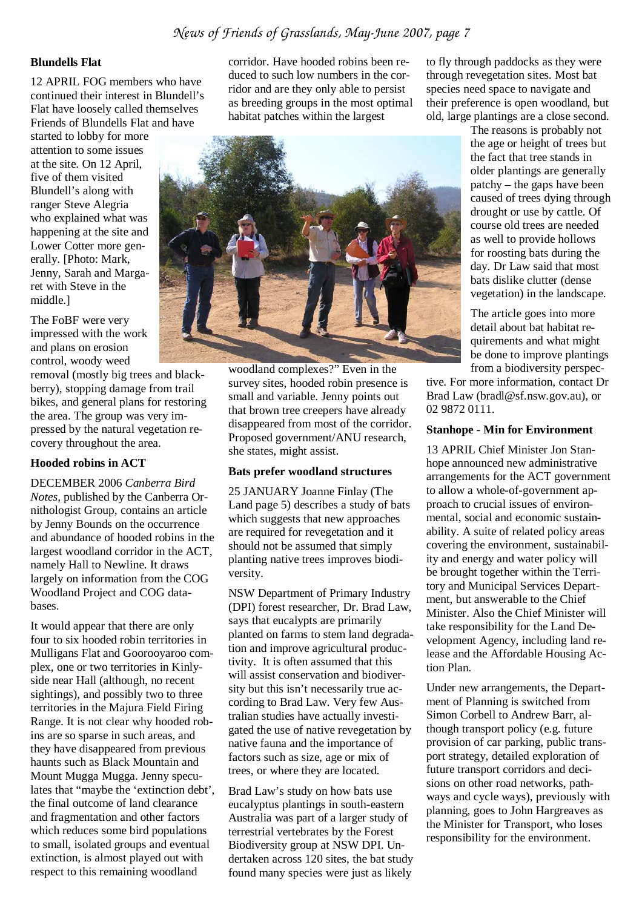### Blundells Flat

12 APRIL FOG members who have continued their interest in Blundell's Flat have loosely called themselves Friends of Blundells Flat and have started to lobby for more attention to some issues at the site. On 12 April, five of them visited Blundell's along with ranger Steve Alegria who explained what was happening at the site and Lower Cotter more generally. [Photo: Mark, Jenny, Sarah and Margaret with Steve in the middle.]

The FoBF were very impressed with the work and plans on erosion control, woody weed removal (mostly big trees and blackberry), stopping damage from trail bikes, and general plans for restoring the area. The group was very impressed by the natural vegetation recovery throughout the area.

### Hooded robins in ACT

DECEMBER 2006 *Canberra Bird Notes*, published by the Canberra Ornithologist Group, contains an article by Jenny Bounds on the occurrence and abundance of hooded robins in the largest woodland corridor in the ACT, namely Hall to Newline. It draws largely on information from the COG Woodland Project and COG databases.

It would appear that there are only four to six hooded robin territories in Mulligans Flat and Goorooyaroo complex, one or two territories in Kinlyside near Hall (although, no recent sightings), and possibly two to three territories in the Majura Field Firing Range. It is not clear why hooded robins are so sparse in such areas, and they have disappeared from previous haunts such as Black Mountain and Mount Mugga Mugga. Jenny speculates that "maybe the 'extinction debt', the final outcome of land clearance and fragmentation and other factors which reduces some bird populations to small, isolated groups and eventual extinction, is almost played out with respect to this remaining woodland corridor. Have hooded robins been reduced to such low numbers in the corridor and are they only able to persist as breeding groups in the most optimal habitat patches within the largest woodland complexes?" Even in the survey sites, hooded robin presence is small and variable. Jenny points out that brown tree creepers have already disappeared from most of the corridor. Proposed government/ANU research, she states, might assist.

### Bats prefer woodland structures

25 JANUARY Joanne Finlay (The Land page 5) describes a study of bats which suggests that new approaches are required for revegetation and it should not be assumed that simply planting native trees improves biodiversity.

NSW Department of Primary Industry (DPI) forest researcher, Dr. Brad Law, says that eucalypts are primarily planted on farms to stem land degradation and improve agricultural productivity. It is often assumed that this will assist conservation and biodiversity but this isn't necessarily true according to Brad Law. Very few Australian studies have actually investigated the use of native revegetation by native fauna and the importance of factors such as size, age or mix of trees, or where they are located.

Brad Law's study on how bats use eucalyptus plantings in south-eastern Australia was part of a larger study of terrestrial vertebrates by the Forest Biodiversity group at NSW DPI. Undertaken across 120 sites, the bat study found many species were just as likely to fly through paddocks as they were through revegetation sites. Most bat species need space to navigate and their preference is open woodland, but old, large plantings are a close second.

The reasons is probably not the age or height of trees but the fact that tree stands in older plantings are generally patchy – the gaps have been caused of trees dying through drought or use by cattle. Of course old trees are needed as well to provide hollows for roosting bats during the day. Dr Law said that most bats dislike clutter (dense vegetation) in the landscape.

The article goes into more detail about bat habitat requirements and what might be done to improve plantings from a biodiversity perspective. For more information, contact Dr Brad Law (bradl@sf.nsw.gov.au), or 02 9872 0111.

### Stanhope - Min for Environment

13 APRIL Chief Minister Jon Stanhope announced new administrative arrangements for the ACT government to allow a whole-of-government approach to crucial issues of environmental, social and economic sustainability. A suite of related policy areas covering the environment, sustainability and energy and water policy will be brought together within the Territory and Municipal Services Department, but answerable to the Chief Minister. Also the Chief Minister will take responsibility for the Land Development Agency, including land release and the Affordable Housing Action Plan.

Under new arrangements, the Department of Planning is switched from Simon Corbell to Andrew Barr, although transport policy (e.g. future provision of car parking, public transport strategy, detailed exploration of future transport corridors and decisions on other road networks, pathways and cycle ways), previously with planning, goes to John Hargreaves as the Minister for Transport, who loses responsibility for the environment.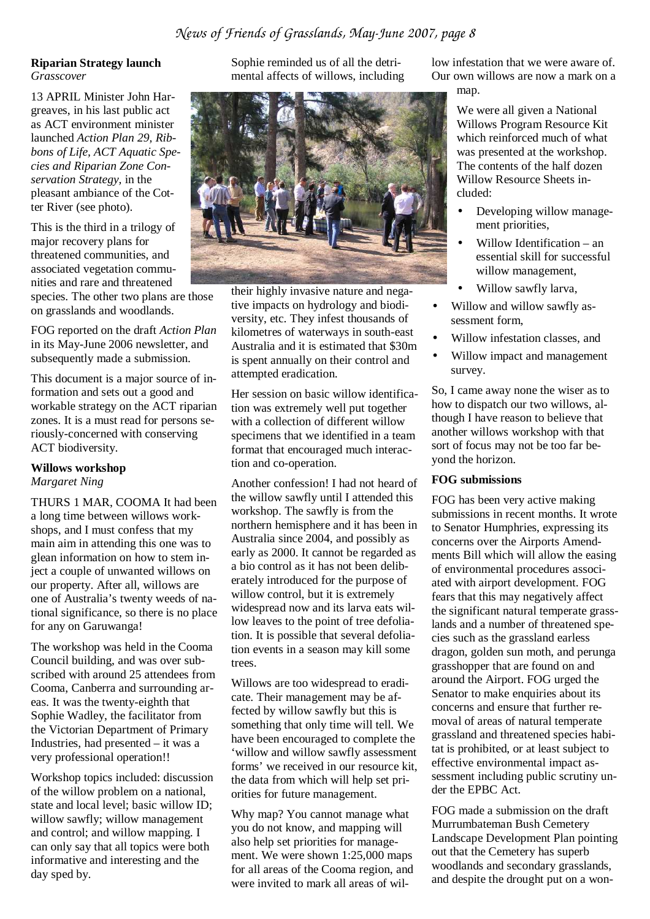## Riparian Strategy launch

*Grasscover*

13 APRIL Minister John Hargreaves, in his last public act as ACT environment minister launched *Action Plan 29, Ribbons of Life, ACT Aquatic Species and Riparian Zone Conservation Strategy*, in the pleasant ambiance of the Cotter River (see photo).

This is the third in a trilogy of major recovery plans for threatened communities, and associated vegetation communities and rare and threatened species. The other two plans are those on grasslands and woodlands.

FOG reported on the draft *Action Plan* in its May-June 2006 newsletter, and subsequently made a submission.

This document is a major source of information and sets out a good and workable strategy on the ACT riparian zones. It is a must read for persons seriously-concerned with conserving ACT biodiversity.

## Willows workshop

*Margaret Ning*

THURS 1 MAR, COOMA It had been a long time between willows workshops, and I must confess that my main aim in attending this one was to glean information on how to stem inject a couple of unwanted willows on our property. After all, willows are one of Australia's twenty weeds of national significance, so there is no place for any on Garuwanga!

The workshop was held in the Cooma Council building, and was over subscribed with around 25 attendees from Cooma, Canberra and surrounding areas. It was the twenty-eighth that Sophie Wadley, the facilitator from the Victorian Department of Primary Industries, had presented – it was a very professional operation!!

Workshop topics included: discussion of the willow problem on a national, state and local level; basic willow ID; willow sawfly; willow management and control; and willow mapping. I can only say that all topics were both informative and interesting and the day sped by.

Sophie reminded us of all the detrimental affects of willows, including their highly invasive nature and negative impacts on hydrology and biodiversity, etc. They infest thousands of kilometres of waterways in south-east Australia and it is estimated that $30m is spent annually on their control and attempted eradication.

Her session on basic willow identification was extremely well put together with a collection of different willow specimens that we identified in a team format that encouraged much interaction and co-operation.

Another confession! I had not heard of the willow sawfly until I attended this workshop. The sawfly is from the northern hemisphere and it has been in Australia since 2004, and possibly as early as 2000. It cannot be regarded as a bio control as it has not been deliberately introduced for the purpose of willow control, but it is extremely widespread now and its larva eats willow leaves to the point of tree defoliation. It is possible that several defoliation events in a season may kill some trees.

Willows are too widespread to eradicate. Their management may be affected by willow sawfly but this is something that only time will tell. We have been encouraged to complete the 'willow and willow sawfly assessment forms' we received in our resource kit, the data from which will help set priorities for future management.

Why map? You cannot manage what you do not know, and mapping will also help set priorities for management. We were shown 1:25,000 maps for all areas of the Cooma region, and were invited to mark all areas of willow infestation that we were aware of. Our own willows are now a mark on a map.

We were all given a National Willows Program Resource Kit which reinforced much of what was presented at the workshop. The contents of the half dozen Willow Resource Sheets included:

- Developing willow management priorities,
- Willow Identification – an essential skill for successful willow management,
- Willow sawfly larva,
- Willow and willow sawfly assessment form,
- Willow infestation classes, and
- Willow impact and management survey.

So, I came away none the wiser as to how to dispatch our two willows, although I have reason to believe that another willows workshop with that sort of focus may not be too far beyond the horizon.

## FOG submissions

FOG has been very active making submissions in recent months. It wrote to Senator Humphries, expressing its concerns over the Airports Amendments Bill which will allow the easing of environmental procedures associated with airport development. FOG fears that this may negatively affect the significant natural temperate grasslands and a number of threatened species such as the grassland earless dragon, golden sun moth, and perunga grasshopper that are found on and around the Airport. FOG urged the Senator to make enquiries about its concerns and ensure that further removal of areas of natural temperate grassland and threatened species habitat is prohibited, or at least subject to effective environmental impact assessment including public scrutiny under the EPBC Act.

FOG made a submission on the draft Murrumbateman Bush Cemetery Landscape Development Plan pointing out that the Cemetery has superb woodlands and secondary grasslands, and despite the drought put on a won-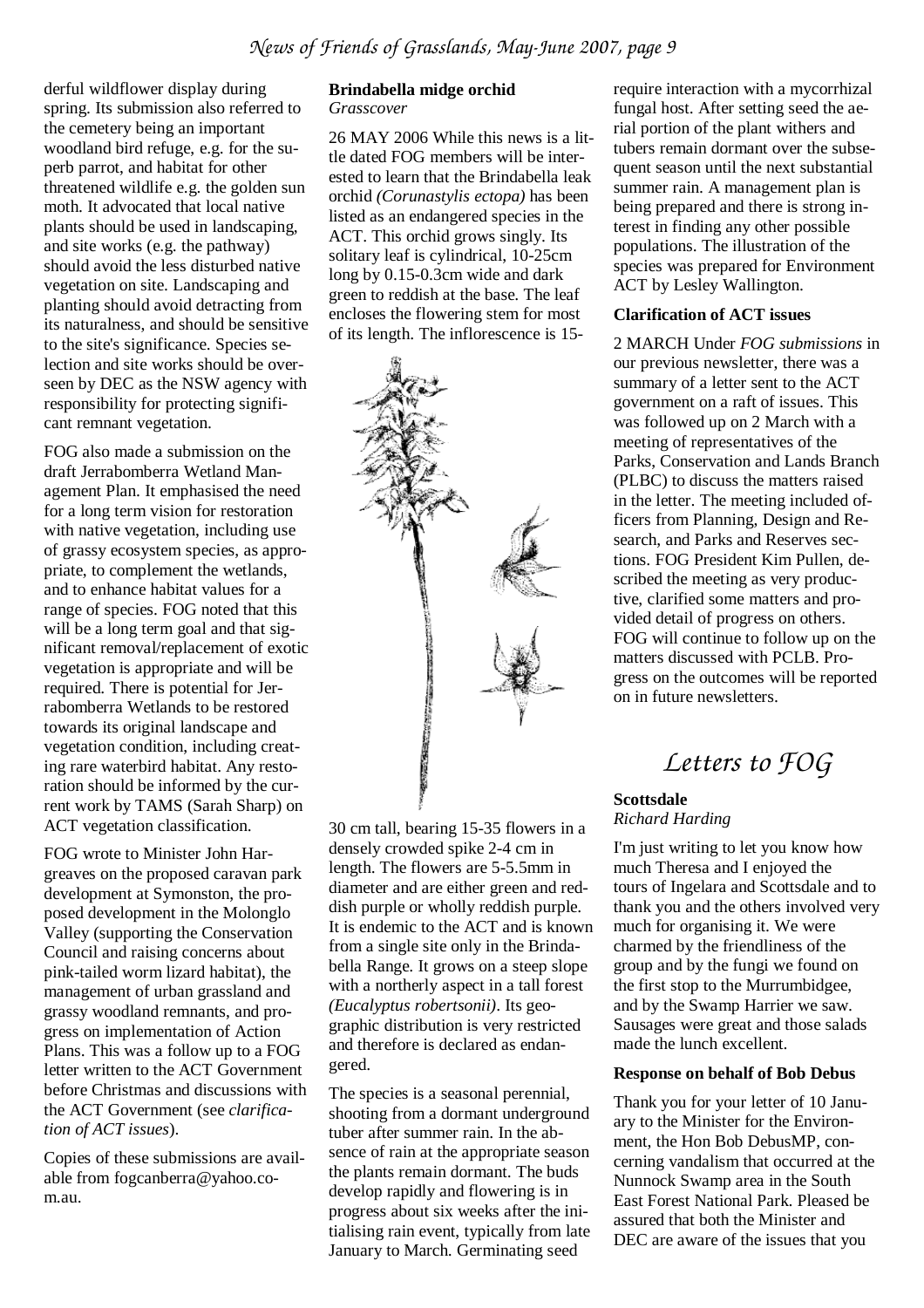derful wildflower display during spring. Its submission also referred to the cemetery being an important woodland bird refuge, e.g. for the superb parrot, and habitat for other threatened wildlife e.g. the golden sun moth. It advocated that local native plants should be used in landscaping, and site works (e.g. the pathway) should avoid the less disturbed native vegetation on site. Landscaping and planting should avoid detracting from its naturalness, and should be sensitive to the site's significance. Species selection and site works should be overseen by DEC as the NSW agency with responsibility for protecting significant remnant vegetation.

FOG also made a submission on the draft Jerrabomberra Wetland Management Plan. It emphasised the need for a long term vision for restoration with native vegetation, including use of grassy ecosystem species, as appropriate, to complement the wetlands, and to enhance habitat values for a range of species. FOG noted that this will be a long term goal and that significant removal/replacement of exotic vegetation is appropriate and will be required. There is potential for Jerrabomberra Wetlands to be restored towards its original landscape and vegetation condition, including creating rare waterbird habitat. Any restoration should be informed by the current work by TAMS (Sarah Sharp) on ACT vegetation classification.

FOG wrote to Minister John Hargreaves on the proposed caravan park development at Symonston, the proposed development in the Molonglo Valley (supporting the Conservation Council and raising concerns about pink-tailed worm lizard habitat), the management of urban grassland and grassy woodland remnants, and progress on implementation of Action Plans. This was a follow up to a FOG letter written to the ACT Government before Christmas and discussions with the ACT Government (see *clarification of ACT issues*).

Copies of these submissions are available from fogcanberra@yahoo.com.au.

**Brindabella midge orchid**
*Grasscover*

26 MAY 2006 While this news is a little dated FOG members will be interested to learn that the Brindabella leak orchid *(Corunastylis ectopa)* has been listed as an endangered species in the ACT. This orchid grows singly. Its solitary leaf is cylindrical, 10-25cm long by 0.15-0.3cm wide and dark green to reddish at the base. The leaf encloses the flowering stem for most of its length. The inflorescence is 15-30 cm tall, bearing 15-35 flowers in a densely crowded spike 2-4 cm in length. The flowers are 5-5.5mm in diameter and are either green and reddish purple or wholly reddish purple. It is endemic to the ACT and is known from a single site only in the Brindabella Range. It grows on a steep slope with a northerly aspect in a tall forest *(Eucalyptus robertsonii)*. Its geographic distribution is very restricted and therefore is declared as endangered.

The species is a seasonal perennial, shooting from a dormant underground tuber after summer rain. In the absence of rain at the appropriate season the plants remain dormant. The buds develop rapidly and flowering is in progress about six weeks after the initialising rain event, typically from late January to March. Germinating seed require interaction with a mycorrhizal fungal host. After setting seed the aerial portion of the plant withers and tubers remain dormant over the subsequent season until the next substantial summer rain. A management plan is being prepared and there is strong interest in finding any other possible populations. The illustration of the species was prepared for Environment ACT by Lesley Wallington.

**Clarification of ACT issues**

2 MARCH Under *FOG submissions* in our previous newsletter, there was a summary of a letter sent to the ACT government on a raft of issues. This was followed up on 2 March with a meeting of representatives of the Parks, Conservation and Lands Branch (PLBC) to discuss the matters raised in the letter. The meeting included officers from Planning, Design and Research, and Parks and Reserves sections. FOG President Kim Pullen, described the meeting as very productive, clarified some matters and provided detail of progress on others. FOG will continue to follow up on the matters discussed with PCLB. Progress on the outcomes will be reported on in future newsletters.

## Letters to FOG

**Scottsdale**
*Richard Harding*

I'm just writing to let you know how much Theresa and I enjoyed the tours of Ingelara and Scottsdale and to thank you and the others involved very much for organising it. We were charmed by the friendliness of the group and by the fungi we found on the first stop to the Murrumbidgee, and by the Swamp Harrier we saw. Sausages were great and those salads made the lunch excellent.

**Response on behalf of Bob Debus**

Thank you for your letter of 10 January to the Minister for the Environment, the Hon Bob DebusMP, concerning vandalism that occurred at the Nunnock Swamp area in the South East Forest National Park. Pleased be assured that both the Minister and DEC are aware of the issues that you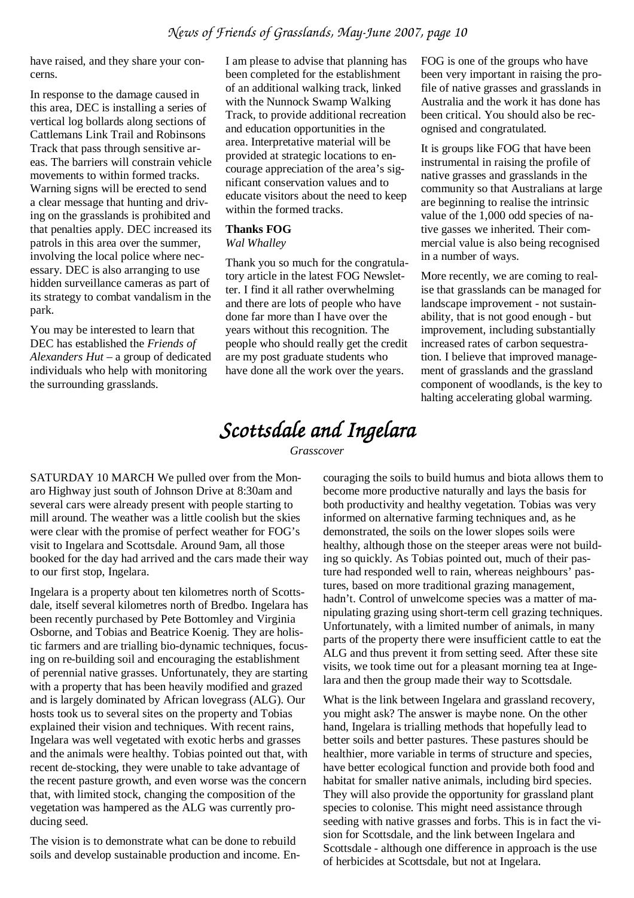have raised, and they share your concerns.

In response to the damage caused in this area, DEC is installing a series of vertical log bollards along sections of Cattlemans Link Trail and Robinsons Track that pass through sensitive areas. The barriers will constrain vehicle movements to within formed tracks. Warning signs will be erected to send a clear message that hunting and driving on the grasslands is prohibited and that penalties apply. DEC increased its patrols in this area over the summer, involving the local police where necessary. DEC is also arranging to use hidden surveillance cameras as part of its strategy to combat vandalism in the park.

You may be interested to learn that DEC has established the *Friends of Alexanders Hut* – a group of dedicated individuals who help with monitoring the surrounding grasslands.

I am please to advise that planning has been completed for the establishment of an additional walking track, linked with the Nunnock Swamp Walking Track, to provide additional recreation and education opportunities in the area. Interpretative material will be provided at strategic locations to encourage appreciation of the area's significant conservation values and to educate visitors about the need to keep within the formed tracks.

**Thanks FOG**
*Wal Whalley*

Thank you so much for the congratulatory article in the latest FOG Newsletter. I find it all rather overwhelming and there are lots of people who have done far more than I have over the years without this recognition. The people who should really get the credit are my post graduate students who have done all the work over the years.

FOG is one of the groups who have been very important in raising the profile of native grasses and grasslands in Australia and the work it has done has been critical. You should also be recognised and congratulated.

It is groups like FOG that have been instrumental in raising the profile of native grasses and grasslands in the community so that Australians at large are beginning to realise the intrinsic value of the 1,000 odd species of native gasses we inherited. Their commercial value is also being recognised in a number of ways.

More recently, we are coming to realise that grasslands can be managed for landscape improvement - not sustainability, that is not good enough - but improvement, including substantially increased rates of carbon sequestration. I believe that improved management of grasslands and the grassland component of woodlands, is the key to halting accelerating global warming.

# Scottsdale and Ingelara

*Grasscover*

SATURDAY 10 MARCH We pulled over from the Monaro Highway just south of Johnson Drive at 8:30am and several cars were already present with people starting to mill around. The weather was a little coolish but the skies were clear with the promise of perfect weather for FOG's visit to Ingelara and Scottsdale. Around 9am, all those booked for the day had arrived and the cars made their way to our first stop, Ingelara.

Ingelara is a property about ten kilometres north of Scottsdale, itself several kilometres north of Bredbo. Ingelara has been recently purchased by Pete Bottomley and Virginia Osborne, and Tobias and Beatrice Koenig. They are holistic farmers and are trialling bio-dynamic techniques, focusing on re-building soil and encouraging the establishment of perennial native grasses. Unfortunately, they are starting with a property that has been heavily modified and grazed and is largely dominated by African lovegrass (ALG). Our hosts took us to several sites on the property and Tobias explained their vision and techniques. With recent rains, Ingelara was well vegetated with exotic herbs and grasses and the animals were healthy. Tobias pointed out that, with recent de-stocking, they were unable to take advantage of the recent pasture growth, and even worse was the concern that, with limited stock, changing the composition of the vegetation was hampered as the ALG was currently producing seed.

The vision is to demonstrate what can be done to rebuild soils and develop sustainable production and income. Encouraging the soils to build humus and biota allows them to become more productive naturally and lays the basis for both productivity and healthy vegetation. Tobias was very informed on alternative farming techniques and, as he demonstrated, the soils on the lower slopes soils were healthy, although those on the steeper areas were not building so quickly. As Tobias pointed out, much of their pasture had responded well to rain, whereas neighbours' pastures, based on more traditional grazing management, hadn't. Control of unwelcome species was a matter of manipulating grazing using short-term cell grazing techniques. Unfortunately, with a limited number of animals, in many parts of the property there were insufficient cattle to eat the ALG and thus prevent it from setting seed. After these site visits, we took time out for a pleasant morning tea at Ingelara and then the group made their way to Scottsdale.

What is the link between Ingelara and grassland recovery, you might ask? The answer is maybe none. On the other hand, Ingelara is trialling methods that hopefully lead to better soils and better pastures. These pastures should be healthier, more variable in terms of structure and species, have better ecological function and provide both food and habitat for smaller native animals, including bird species. They will also provide the opportunity for grassland plant species to colonise. This might need assistance through seeding with native grasses and forbs. This is in fact the vision for Scottsdale, and the link between Ingelara and Scottsdale - although one difference in approach is the use of herbicides at Scottsdale, but not at Ingelara.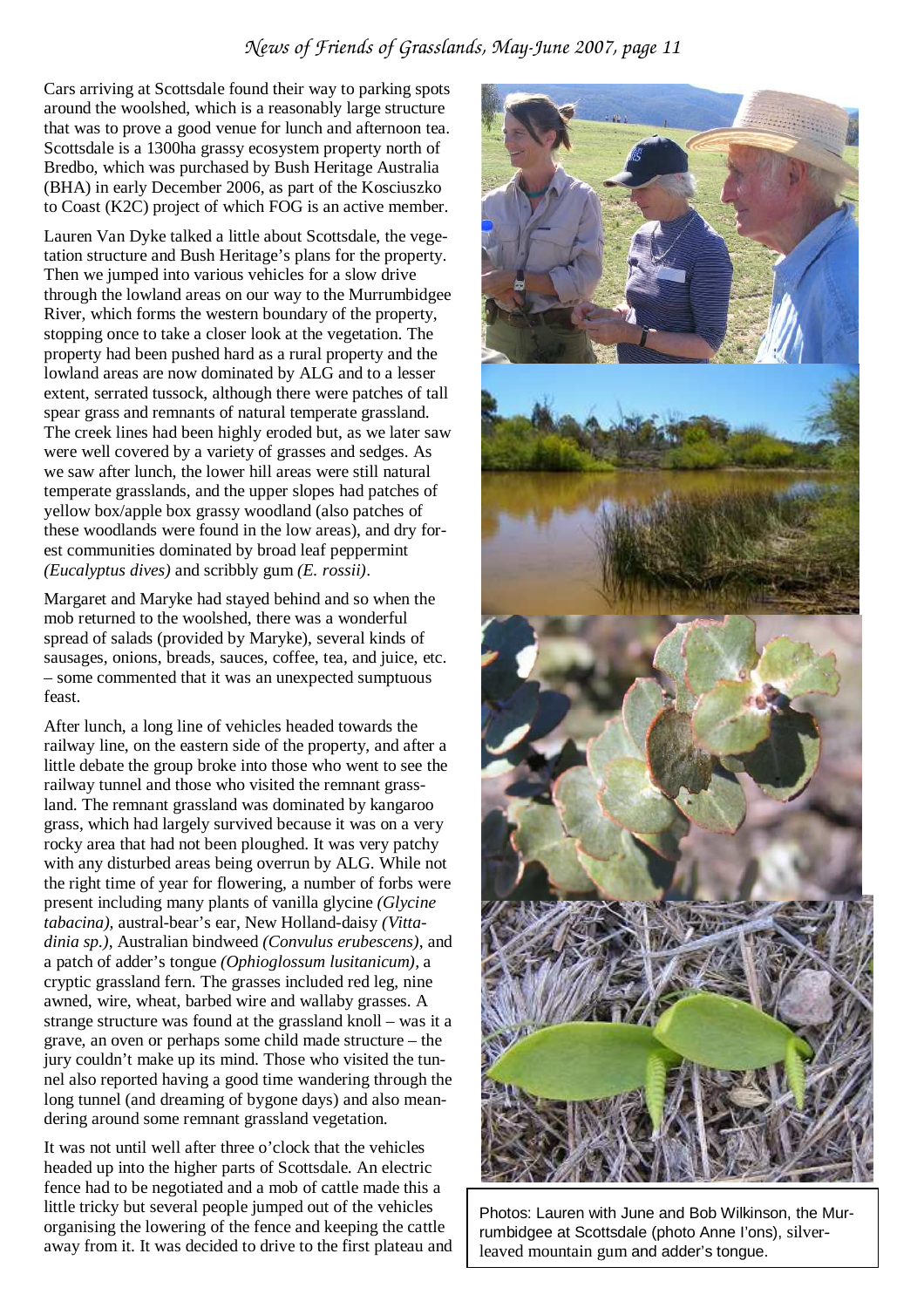Cars arriving at Scottsdale found their way to parking spots around the woolshed, which is a reasonably large structure that was to prove a good venue for lunch and afternoon tea. Scottsdale is a 1300ha grassy ecosystem property north of Bredbo, which was purchased by Bush Heritage Australia (BHA) in early December 2006, as part of the Kosciuszko to Coast (K2C) project of which FOG is an active member.

Lauren Van Dyke talked a little about Scottsdale, the vegetation structure and Bush Heritage's plans for the property. Then we jumped into various vehicles for a slow drive through the lowland areas on our way to the Murrumbidgee River, which forms the western boundary of the property, stopping once to take a closer look at the vegetation. The property had been pushed hard as a rural property and the lowland areas are now dominated by ALG and to a lesser extent, serrated tussock, although there were patches of tall spear grass and remnants of natural temperate grassland. The creek lines had been highly eroded but, as we later saw were well covered by a variety of grasses and sedges. As we saw after lunch, the lower hill areas were still natural temperate grasslands, and the upper slopes had patches of yellow box/apple box grassy woodland (also patches of these woodlands were found in the low areas), and dry forest communities dominated by broad leaf peppermint *(Eucalyptus dives)* and scribbly gum *(E. rossii)*.

Margaret and Maryke had stayed behind and so when the mob returned to the woolshed, there was a wonderful spread of salads (provided by Maryke), several kinds of sausages, onions, breads, sauces, coffee, tea, and juice, etc. – some commented that it was an unexpected sumptuous feast.

After lunch, a long line of vehicles headed towards the railway line, on the eastern side of the property, and after a little debate the group broke into those who went to see the railway tunnel and those who visited the remnant grassland. The remnant grassland was dominated by kangaroo grass, which had largely survived because it was on a very rocky area that had not been ploughed. It was very patchy with any disturbed areas being overrun by ALG. While not the right time of year for flowering, a number of forbs were present including many plants of vanilla glycine *(Glycine tabacina)*, austral-bear's ear, New Holland-daisy *(Vittadinia sp.)*, Australian bindweed *(Convulus erubescens)*, and a patch of adder's tongue *(Ophioglossum lusitanicum)*, a cryptic grassland fern. The grasses included red leg, nine awned, wire, wheat, barbed wire and wallaby grasses. A strange structure was found at the grassland knoll – was it a grave, an oven or perhaps some child made structure – the jury couldn't make up its mind. Those who visited the tunnel also reported having a good time wandering through the long tunnel (and dreaming of bygone days) and also meandering around some remnant grassland vegetation.

It was not until well after three o'clock that the vehicles headed up into the higher parts of Scottsdale. An electric fence had to be negotiated and a mob of cattle made this a little tricky but several people jumped out of the vehicles organising the lowering of the fence and keeping the cattle away from it. It was decided to drive to the first plateau and

Photos: Lauren with June and Bob Wilkinson, the Murrumbidgee at Scottsdale (photo Anne I'ons), silver-leaved mountain gum and adder's tongue.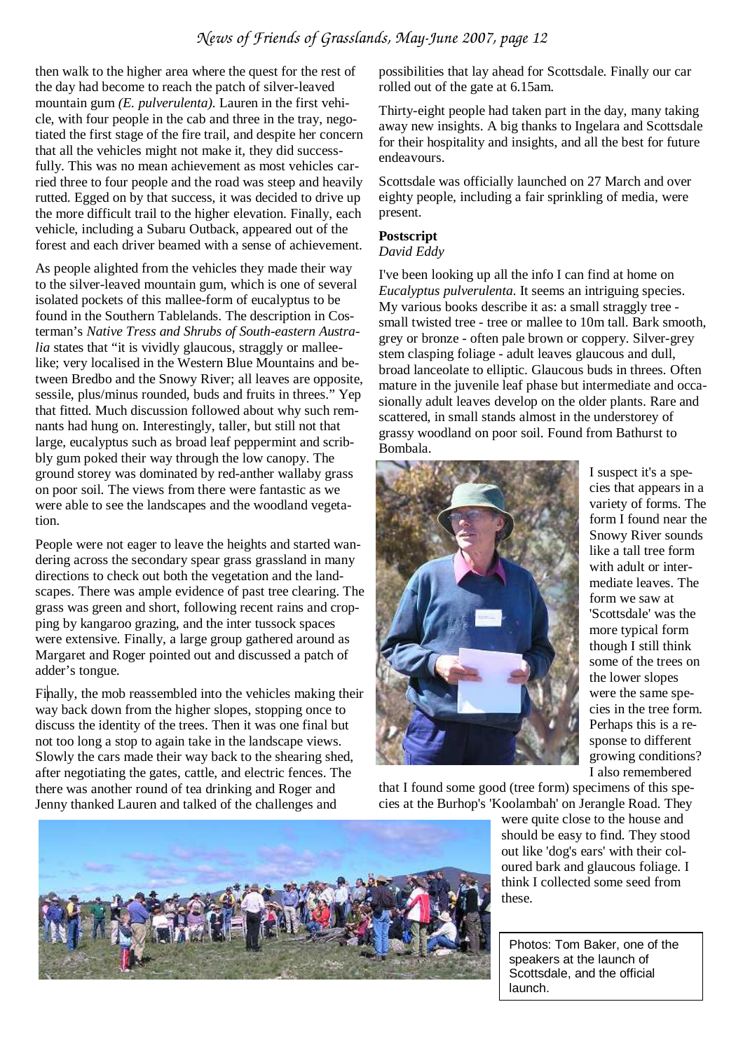then walk to the higher area where the quest for the rest of the day had become to reach the patch of silver-leaved mountain gum *(E. pulverulenta)*. Lauren in the first vehicle, with four people in the cab and three in the tray, negotiated the first stage of the fire trail, and despite her concern that all the vehicles might not make it, they did successfully. This was no mean achievement as most vehicles carried three to four people and the road was steep and heavily rutted. Egged on by that success, it was decided to drive up the more difficult trail to the higher elevation. Finally, each vehicle, including a Subaru Outback, appeared out of the forest and each driver beamed with a sense of achievement.

As people alighted from the vehicles they made their way to the silver-leaved mountain gum, which is one of several isolated pockets of this mallee-form of eucalyptus to be found in the Southern Tablelands. The description in Costerman's *Native Tress and Shrubs of South-eastern Australia* states that "it is vividly glaucous, straggly or mallee-like; very localised in the Western Blue Mountains and between Bredbo and the Snowy River; all leaves are opposite, sessile, plus/minus rounded, buds and fruits in threes." Yep that fitted. Much discussion followed about why such remnants had hung on. Interestingly, taller, but still not that large, eucalyptus such as broad leaf peppermint and scribbly gum poked their way through the low canopy. The ground storey was dominated by red-anther wallaby grass on poor soil. The views from there were fantastic as we were able to see the landscapes and the woodland vegetation.

People were not eager to leave the heights and started wandering across the secondary spear grass grassland in many directions to check out both the vegetation and the landscapes. There was ample evidence of past tree clearing. The grass was green and short, following recent rains and cropping by kangaroo grazing, and the inter tussock spaces were extensive. Finally, a large group gathered around as Margaret and Roger pointed out and discussed a patch of adder's tongue.

Finally, the mob reassembled into the vehicles making their way back down from the higher slopes, stopping once to discuss the identity of the trees. Then it was one final but not too long a stop to again take in the landscape views. Slowly the cars made their way back to the shearing shed, after negotiating the gates, cattle, and electric fences. The there was another round of tea drinking and Roger and Jenny thanked Lauren and talked of the challenges and possibilities that lay ahead for Scottsdale. Finally our car rolled out of the gate at 6.15am.

Thirty-eight people had taken part in the day, many taking away new insights. A big thanks to Ingelara and Scottsdale for their hospitality and insights, and all the best for future endeavours.

Scottsdale was officially launched on 27 March and over eighty people, including a fair sprinkling of media, were present.

**Postscript**

*David Eddy*

I've been looking up all the info I can find at home on *Eucalyptus pulverulenta*. It seems an intriguing species. My various books describe it as: a small straggly tree - small twisted tree - tree or mallee to 10m tall. Bark smooth, grey or bronze - often pale brown or coppery. Silver-grey stem clasping foliage - adult leaves glaucous and dull, broad lanceolate to elliptic. Glaucous buds in threes. Often mature in the juvenile leaf phase but intermediate and occasionally adult leaves develop on the older plants. Rare and scattered, in small stands almost in the understorey of grassy woodland on poor soil. Found from Bathurst to Bombala.

I suspect it's a species that appears in a variety of forms. The form I found near the Snowy River sounds like a tall tree form with adult or intermediate leaves. The form we saw at 'Scottsdale' was the more typical form though I still think some of the trees on the lower slopes were the same species in the tree form. Perhaps this is a response to different growing conditions? I also remembered that I found some good (tree form) specimens of this species at the Burhop's 'Koolambah' on Jerangle Road. They were quite close to the house and should be easy to find. They stood out like 'dog's ears' with their coloured bark and glaucous foliage. I think I collected some seed from these.

Photos: Tom Baker, one of the speakers at the launch of Scottsdale, and the official launch.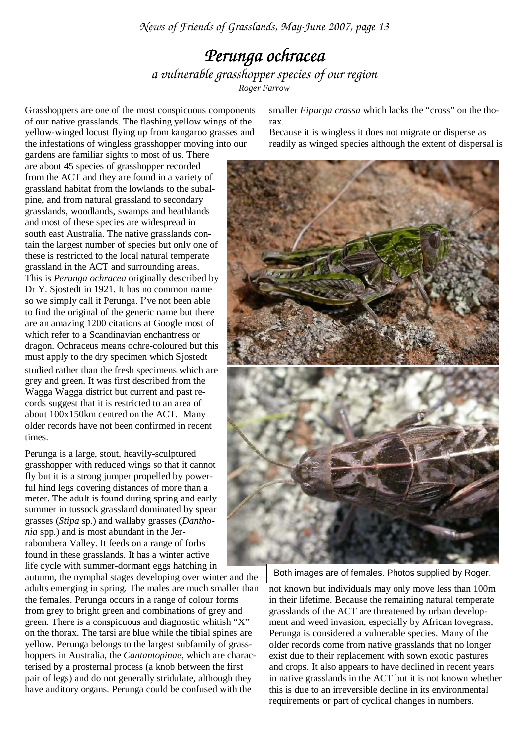# *Perunga ochracea*

*a vulnerable grasshopper species of our region*

*Roger Farrow*

Grasshoppers are one of the most conspicuous components of our native grasslands. The flashing yellow wings of the yellow-winged locust flying up from kangaroo grasses and the infestations of wingless grasshopper moving into our gardens are familiar sights to most of us. There are about 45 species of grasshopper recorded from the ACT and they are found in a variety of grassland habitat from the lowlands to the subalpine, and from natural grassland to secondary grasslands, woodlands, swamps and heathlands and most of these species are widespread in south east Australia. The native grasslands contain the largest number of species but only one of these is restricted to the local natural temperate grassland in the ACT and surrounding areas. This is *Perunga ochracea* originally described by Dr Y. Sjostedt in 1921. It has no common name so we simply call it Perunga. I've not been able to find the original of the generic name but there are an amazing 1200 citations at Google most of which refer to a Scandinavian enchantress or dragon. Ochraceus means ochre-coloured but this must apply to the dry specimen which Sjostedt studied rather than the fresh specimens which are grey and green. It was first described from the Wagga Wagga district but current and past records suggest that it is restricted to an area of about 100x150km centred on the ACT. Many older records have not been confirmed in recent times.

Perunga is a large, stout, heavily-sculptured grasshopper with reduced wings so that it cannot fly but it is a strong jumper propelled by powerful hind legs covering distances of more than a meter. The adult is found during spring and early summer in tussock grassland dominated by spear grasses (*Stipa* sp.) and wallaby grasses (*Danthonia* spp.) and is most abundant in the Jerrabombera Valley. It feeds on a range of forbs found in these grasslands. It has a winter active life cycle with summer-dormant eggs hatching in autumn, the nymphal stages developing over winter and the adults emerging in spring. The males are much smaller than the females. Perunga occurs in a range of colour forms from grey to bright green and combinations of grey and green. There is a conspicuous and diagnostic whitish "X" on the thorax. The tarsi are blue while the tibial spines are yellow. Perunga belongs to the largest subfamily of grasshoppers in Australia, the *Cantantopinae*, which are characterised by a prosternal process (a knob between the first pair of legs) and do not generally stridulate, although they have auditory organs. Perunga could be confused with the smaller *Fipurga crassa* which lacks the "cross" on the thorax.

Because it is wingless it does not migrate or disperse as readily as winged species although the extent of dispersal is not known but individuals may only move less than 100m in their lifetime. Because the remaining natural temperate grasslands of the ACT are threatened by urban development and weed invasion, especially by African lovegrass, Perunga is considered a vulnerable species. Many of the older records come from native grasslands that no longer exist due to their replacement with sown exotic pastures and crops. It also appears to have declined in recent years in native grasslands in the ACT but it is not known whether this is due to an irreversible decline in its environmental requirements or part of cyclical changes in numbers.

Both images are of females. Photos supplied by Roger.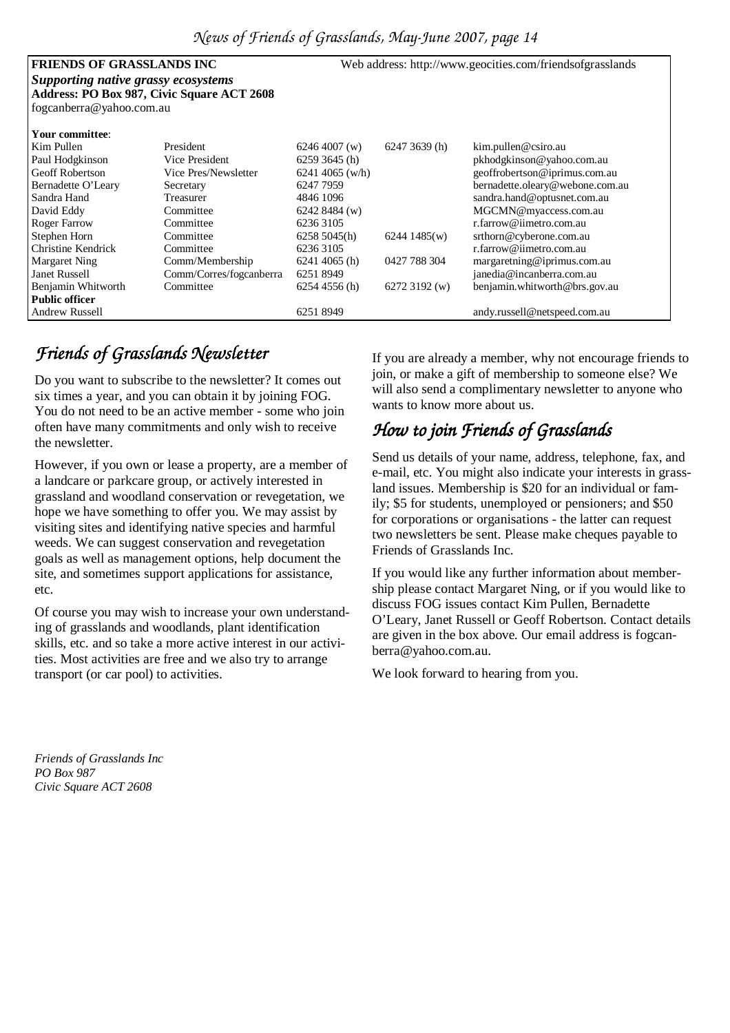**FRIENDS OF GRASSLANDS INC** Web address: http://www.geocities.com/friendsofgrasslands

***Supporting native grassy ecosystems***

**Address: PO Box 987, Civic Square ACT 2608**

fogcanberra@yahoo.com.au

**Your committee**:

| | | | | |
|---|---|---|---|---|
| Kim Pullen | President | 6246 4007 (w) | 6247 3639 (h) | kim.pullen@csiro.au |
| Paul Hodgkinson | Vice President | 6259 3645 (h) | | pkhodgkinson@yahoo.com.au |
| Geoff Robertson | Vice Pres/Newsletter | 6241 4065 (w/h) | | geoffrobertson@iprimus.com.au |
| Bernadette O'Leary | Secretary | 6247 7959 | | bernadette.oleary@webone.com.au |
| Sandra Hand | Treasurer | 4846 1096 | | sandra.hand@optusnet.com.au |
| David Eddy | Committee | 6242 8484 (w) | | MGCMN@myaccess.com.au |
| Roger Farrow | Committee | 6236 3105 | | r.farrow@iimetro.com.au |
| Stephen Horn | Committee | 6258 5045(h) | 6244 1485(w) | srthorn@cyberone.com.au |
| Christine Kendrick | Committee | 6236 3105 | | r.farrow@iimetro.com.au |
| Margaret Ning | Comm/Membership | 6241 4065 (h) | 0427 788 304 | margaretning@iprimus.com.au |
| Janet Russell | Comm/Corres/fogcanberra | 6251 8949 | | janedia@incanberra.com.au |
| Benjamin Whitworth | Committee | 6254 4556 (h) | 6272 3192 (w) | benjamin.whitworth@brs.gov.au |
| **Public officer** | | | | |
| Andrew Russell | | 6251 8949 | | andy.russell@netspeed.com.au |

## *Friends of Grasslands Newsletter*

Do you want to subscribe to the newsletter? It comes out six times a year, and you can obtain it by joining FOG. You do not need to be an active member - some who join often have many commitments and only wish to receive the newsletter.

However, if you own or lease a property, are a member of a landcare or parkcare group, or actively interested in grassland and woodland conservation or revegetation, we hope we have something to offer you. We may assist by visiting sites and identifying native species and harmful weeds. We can suggest conservation and revegetation goals as well as management options, help document the site, and sometimes support applications for assistance, etc.

Of course you may wish to increase your own understanding of grasslands and woodlands, plant identification skills, etc. and so take a more active interest in our activities. Most activities are free and we also try to arrange transport (or car pool) to activities.

If you are already a member, why not encourage friends to join, or make a gift of membership to someone else? We will also send a complimentary newsletter to anyone who wants to know more about us.

## *How to join Friends of Grasslands*

Send us details of your name, address, telephone, fax, and e-mail, etc. You might also indicate your interests in grassland issues. Membership is $20 for an individual or family; $5 for students, unemployed or pensioners; and $50 for corporations or organisations - the latter can request two newsletters be sent. Please make cheques payable to Friends of Grasslands Inc.

If you would like any further information about membership please contact Margaret Ning, or if you would like to discuss FOG issues contact Kim Pullen, Bernadette O'Leary, Janet Russell or Geoff Robertson. Contact details are given in the box above. Our email address is fogcanberra@yahoo.com.au.

We look forward to hearing from you.

*Friends of Grasslands Inc*
*PO Box 987*
*Civic Square ACT 2608*